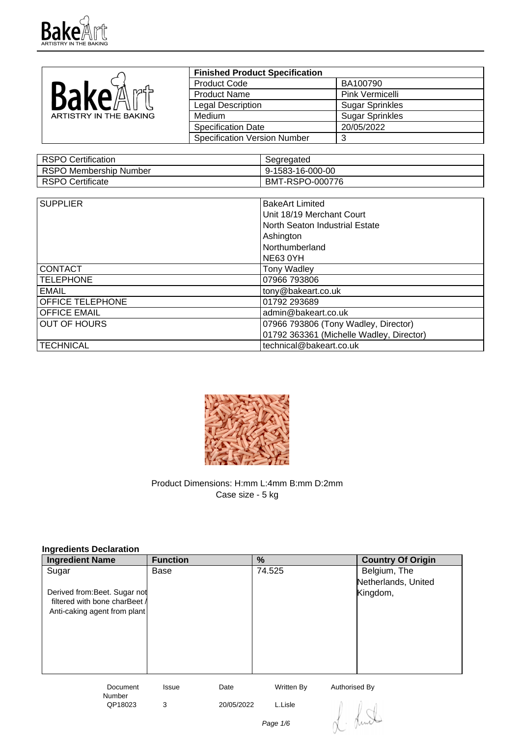| Finished Product Specification | |
|---|---|
| Product Code | BA100790 |
| Product Name | Pink Vermicelli |
| Legal Description | Sugar Sprinkles |
| Medium | Sugar Sprinkles |
| Specification Date | 20/05/2022 |
| Specification Version Number | 3 |

| | |
|---|---|
| RSPO Certification | Segregated |
| RSPO Membership Number | 9-1583-16-000-00 |
| RSPO Certificate | BMT-RSPO-000776 |

| | |
|---|---|
| SUPPLIER | BakeArt Limited<br>Unit 18/19 Merchant Court<br>North Seaton Industrial Estate<br>Ashington<br>Northumberland<br>NE63 0YH |
| CONTACT | Tony Wadley |
| TELEPHONE | 07966 793806 |
| EMAIL | tony@bakeart.co.uk |
| OFFICE TELEPHONE | 01792 293689 |
| OFFICE EMAIL | admin@bakeart.co.uk |
| OUT OF HOURS | 07966 793806 (Tony Wadley, Director)<br>01792 363361 (Michelle Wadley, Director) |
| TECHNICAL | technical@bakeart.co.uk |

Product Dimensions: H:mm L:4mm B:mm D:2mm
Case size - 5 kg

**Ingredients Declaration**

| Ingredient Name | Function | % | Country Of Origin |
|---|---|---|---|
| Sugar<br><br>Derived from:Beet. Sugar not filtered with bone charBeet / Anti-caking agent from plant | Base | 74.525 | Belgium, The Netherlands, United Kingdom, |

| Document Number | Issue | Date | Written By | Authorised By |
|---|---|---|---|---|
| QP18023 | 3 | 20/05/2022 | L.Lisle | |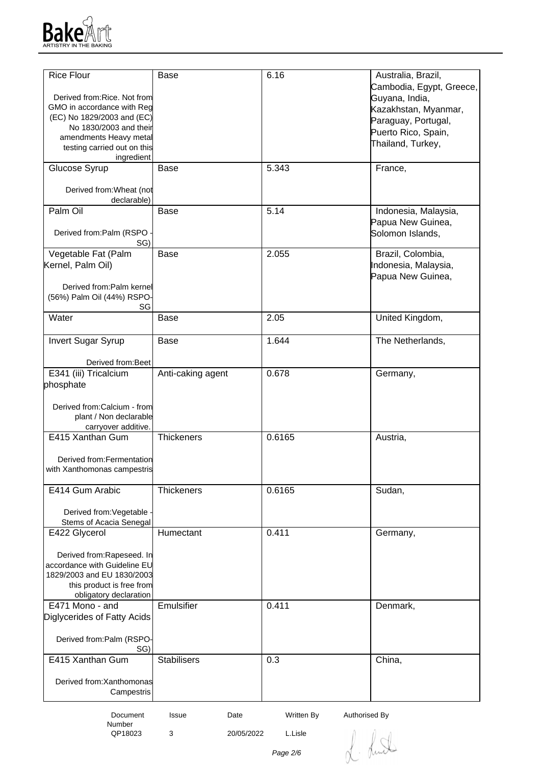| Rice Flour<br><br>Derived from:Rice. Not from GMO in accordance with Reg (EC) No 1829/2003 and (EC) No 1830/2003 and their amendments Heavy metal testing carried out on this ingredient | Base | 6.16 | Australia, Brazil, Cambodia, Egypt, Greece, Guyana, India, Kazakhstan, Myanmar, Paraguay, Portugal, Puerto Rico, Spain, Thailand, Turkey, |
|---|---|---|---|
| Glucose Syrup<br><br>Derived from:Wheat (not declarable) | Base | 5.343 | France, |
| Palm Oil<br><br>Derived from:Palm (RSPO - SG) | Base | 5.14 | Indonesia, Malaysia, Papua New Guinea, Solomon Islands, |
| Vegetable Fat (Palm Kernel, Palm Oil)<br><br>Derived from:Palm kernel (56%) Palm Oil (44%) RSPO-SG | Base | 2.055 | Brazil, Colombia, Indonesia, Malaysia, Papua New Guinea, |
| Water | Base | 2.05 | United Kingdom, |
| Invert Sugar Syrup<br><br>Derived from:Beet | Base | 1.644 | The Netherlands, |
| E341 (iii) Tricalcium phosphate<br><br>Derived from:Calcium - from plant / Non declarable carryover additive. | Anti-caking agent | 0.678 | Germany, |
| E415 Xanthan Gum<br><br>Derived from:Fermentation with Xanthomonas campestris | Thickeners | 0.6165 | Austria, |
| E414 Gum Arabic<br><br>Derived from:Vegetable - Stems of Acacia Senegal | Thickeners | 0.6165 | Sudan, |
| E422 Glycerol<br><br>Derived from:Rapeseed. In accordance with Guideline EU 1829/2003 and EU 1830/2003 this product is free from obligatory declaration | Humectant | 0.411 | Germany, |
| E471 Mono - and Diglycerides of Fatty Acids<br><br>Derived from:Palm (RSPO-SG) | Emulsifier | 0.411 | Denmark, |
| E415 Xanthan Gum<br><br>Derived from:Xanthomonas Campestris | Stabilisers | 0.3 | China, |

| Document Number | Issue | Date | Written By | Authorised By |
|---|---|---|---|---|
| QP18023 | 3 | 20/05/2022 | L.Lisle | |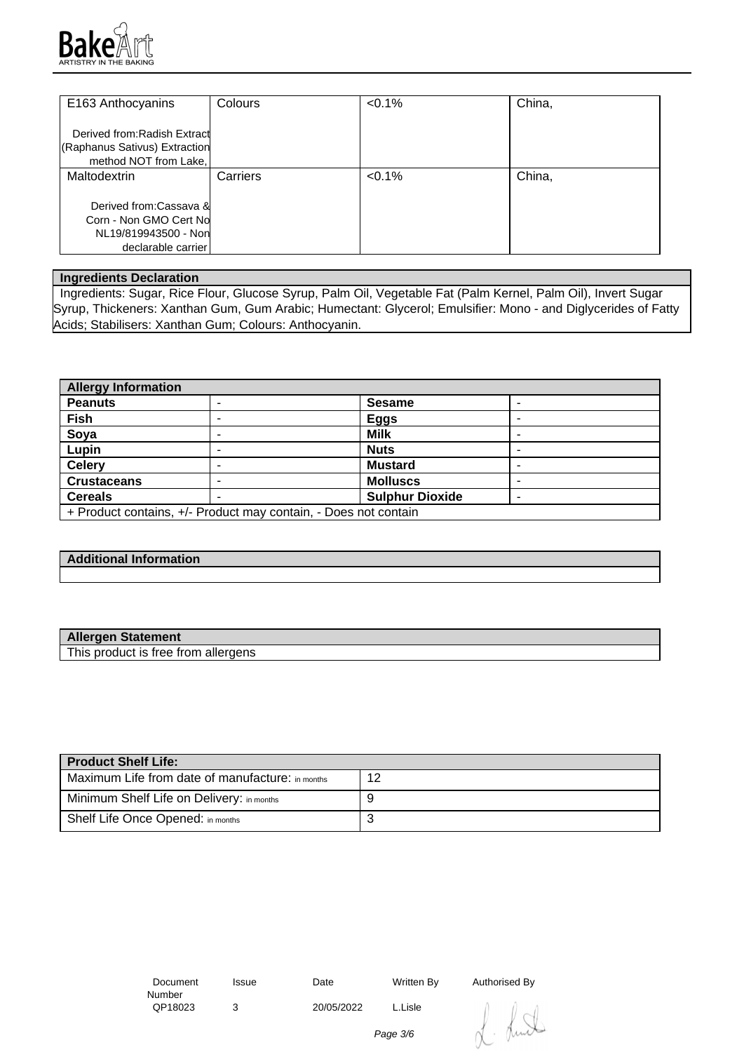| | | | |
|---|---|---|---|
| E163 Anthocyanins<br><br>Derived from:Radish Extract (Raphanus Sativus) Extraction method NOT from Lake, | Colours | <0.1% | China, |
| Maltodextrin<br><br>Derived from:Cassava & Corn - Non GMO Cert No NL19/819943500 - Non declarable carrier | Carriers | <0.1% | China, |

| Ingredients Declaration |
|---|
| Ingredients: Sugar, Rice Flour, Glucose Syrup, Palm Oil, Vegetable Fat (Palm Kernel, Palm Oil), Invert Sugar Syrup, Thickeners: Xanthan Gum, Gum Arabic; Humectant: Glycerol; Emulsifier: Mono - and Diglycerides of Fatty Acids; Stabilisers: Xanthan Gum; Colours: Anthocyanin. |

| Allergy Information | | | |
|---|---|---|---|
| **Peanuts** | - | **Sesame** | - |
| **Fish** | - | **Eggs** | - |
| **Soya** | - | **Milk** | - |
| **Lupin** | - | **Nuts** | - |
| **Celery** | - | **Mustard** | - |
| **Crustaceans** | - | **Molluscs** | - |
| **Cereals** | - | **Sulphur Dioxide** | - |
| + Product contains, +/- Product may contain, - Does not contain | | | |

| Additional Information |
|---|
| |

| Allergen Statement |
|---|
| This product is free from allergens |

| Product Shelf Life: | |
|---|---|
| Maximum Life from date of manufacture: in months | 12 |
| Minimum Shelf Life on Delivery: in months | 9 |
| Shelf Life Once Opened: in months | 3 |

| Document Number | Issue | Date | Written By | Authorised By |
|---|---|---|---|---|
| QP18023 | 3 | 20/05/2022 | L.Lisle | |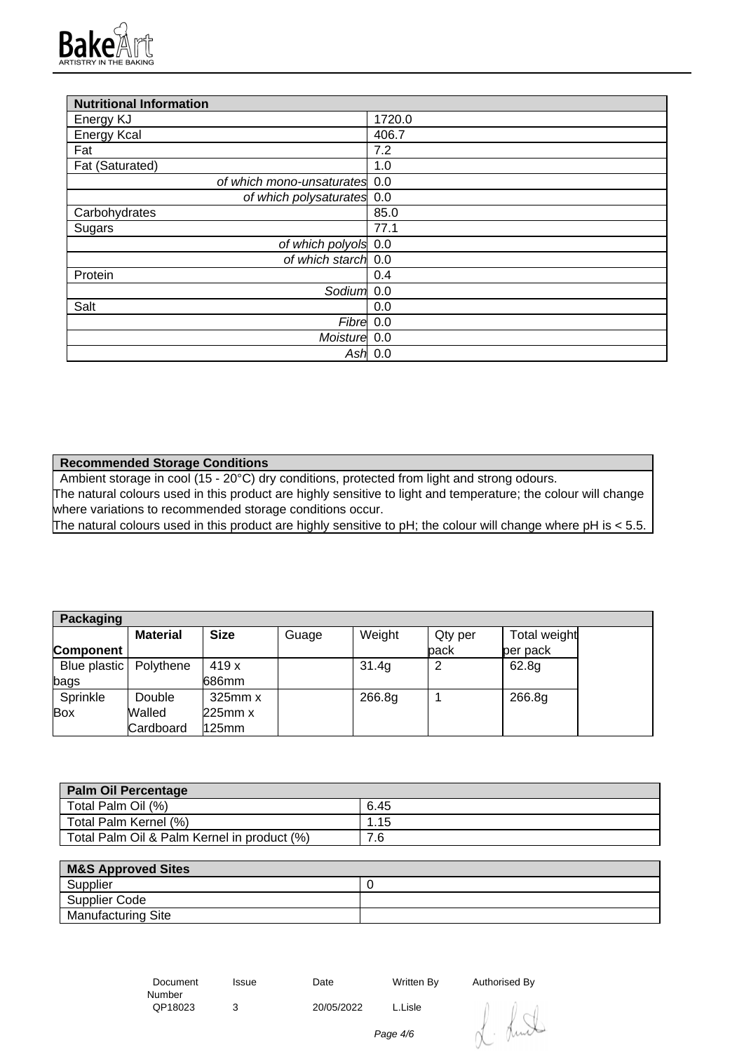| Nutritional Information | |
|---|---|
| Energy KJ | 1720.0 |
| Energy Kcal | 406.7 |
| Fat | 7.2 |
| Fat (Saturated) | 1.0 |
| *of which mono-unsaturates* | 0.0 |
| *of which polysaturates* | 0.0 |
| Carbohydrates | 85.0 |
| Sugars | 77.1 |
| *of which polyols* | 0.0 |
| *of which starch* | 0.0 |
| Protein | 0.4 |
| *Sodium* | 0.0 |
| Salt | 0.0 |
| *Fibre* | 0.0 |
| *Moisture* | 0.0 |
| *Ash* | 0.0 |

| Recommended Storage Conditions |
|---|
| Ambient storage in cool (15 - 20°C) dry conditions, protected from light and strong odours.<br>The natural colours used in this product are highly sensitive to light and temperature; the colour will change where variations to recommended storage conditions occur.<br>The natural colours used in this product are highly sensitive to pH; the colour will change where pH is < 5.5. |

| Packaging | | | | | | | |
|---|---|---|---|---|---|---|---|
| **Component** | **Material** | **Size** | Guage | Weight | Qty per pack | Total weight per pack | |
| Blue plastic bags | Polythene | 419 x 686mm | | 31.4g | 2 | 62.8g | |
| Sprinkle Box | Double Walled Cardboard | 325mm x 225mm x 125mm | | 266.8g | 1 | 266.8g | |

| Palm Oil Percentage | |
|---|---|
| Total Palm Oil (%) | 6.45 |
| Total Palm Kernel (%) | 1.15 |
| Total Palm Oil & Palm Kernel in product (%) | 7.6 |

| M&S Approved Sites | |
|---|---|
| Supplier | 0 |
| Supplier Code | |
| Manufacturing Site | |

| Document Number | Issue | Date | Written By | Authorised By |
|---|---|---|---|---|
| QP18023 | 3 | 20/05/2022 | L.Lisle | |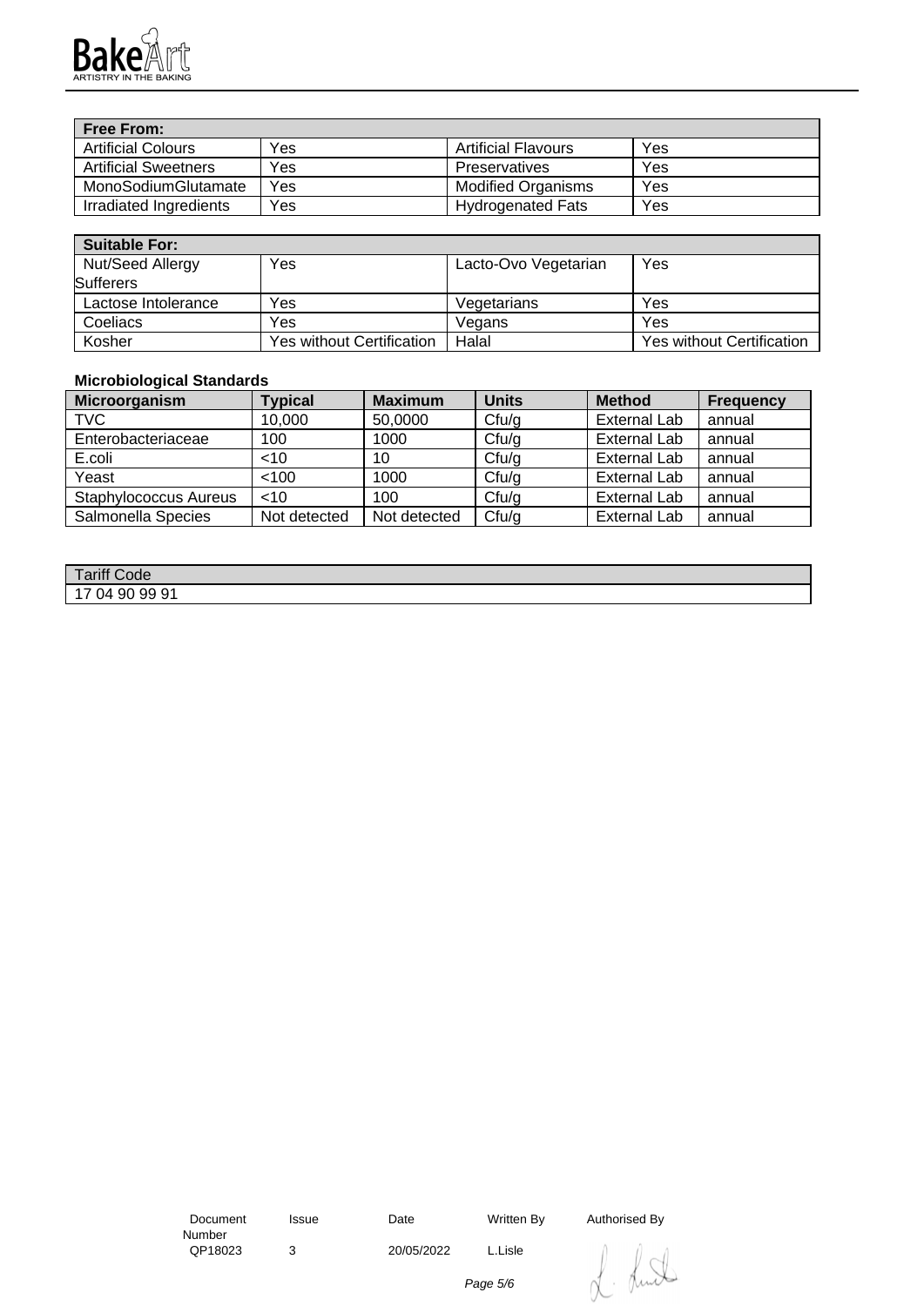| Free From: | | | |
| --- | --- | --- | --- |
| Artificial Colours | Yes | Artificial Flavours | Yes |
| Artificial Sweetners | Yes | Preservatives | Yes |
| MonoSodiumGlutamate | Yes | Modified Organisms | Yes |
| Irradiated Ingredients | Yes | Hydrogenated Fats | Yes |

| Suitable For: | | | |
| --- | --- | --- | --- |
| Nut/Seed Allergy Sufferers | Yes | Lacto-Ovo Vegetarian | Yes |
| Lactose Intolerance | Yes | Vegetarians | Yes |
| Coeliacs | Yes | Vegans | Yes |
| Kosher | Yes without Certification | Halal | Yes without Certification |

**Microbiological Standards**

| Microorganism | Typical | Maximum | Units | Method | Frequency |
| --- | --- | --- | --- | --- | --- |
| TVC | 10,000 | 50,0000 | Cfu/g | External Lab | annual |
| Enterobacteriaceae | 100 | 1000 | Cfu/g | External Lab | annual |
| E.coli | <10 | 10 | Cfu/g | External Lab | annual |
| Yeast | <100 | 1000 | Cfu/g | External Lab | annual |
| Staphylococcus Aureus | <10 | 100 | Cfu/g | External Lab | annual |
| Salmonella Species | Not detected | Not detected | Cfu/g | External Lab | annual |

| Tariff Code |
| --- |
| 17 04 90 99 91 |

| Document Number | Issue | Date | Written By | Authorised By |
| --- | --- | --- | --- | --- |
| QP18023 | 3 | 20/05/2022 | L.Lisle | |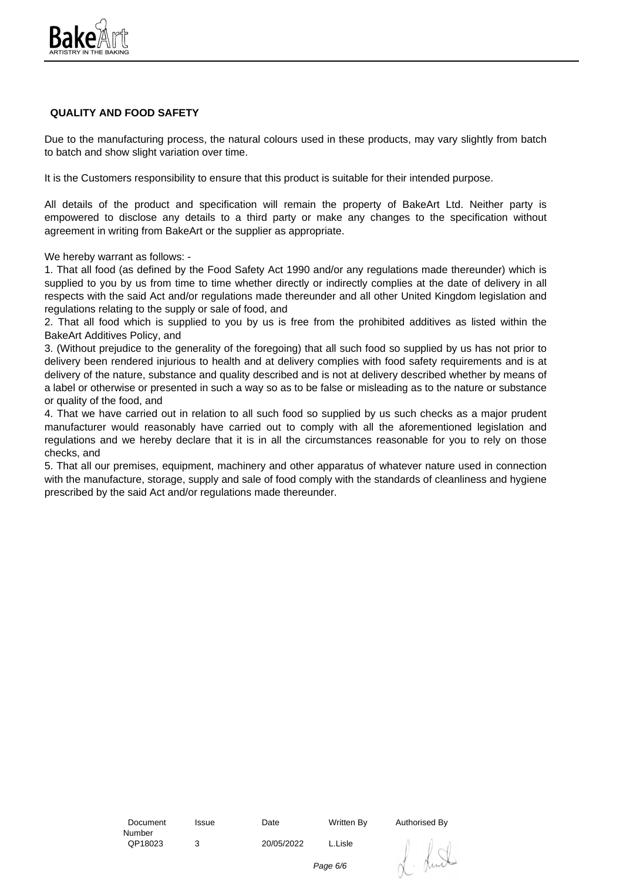## QUALITY AND FOOD SAFETY

Due to the manufacturing process, the natural colours used in these products, may vary slightly from batch to batch and show slight variation over time.

It is the Customers responsibility to ensure that this product is suitable for their intended purpose.

All details of the product and specification will remain the property of BakeArt Ltd. Neither party is empowered to disclose any details to a third party or make any changes to the specification without agreement in writing from BakeArt or the supplier as appropriate.

We hereby warrant as follows: -

1. That all food (as defined by the Food Safety Act 1990 and/or any regulations made thereunder) which is supplied to you by us from time to time whether directly or indirectly complies at the date of delivery in all respects with the said Act and/or regulations made thereunder and all other United Kingdom legislation and regulations relating to the supply or sale of food, and
2. That all food which is supplied to you by us is free from the prohibited additives as listed within the BakeArt Additives Policy, and
3. (Without prejudice to the generality of the foregoing) that all such food so supplied by us has not prior to delivery been rendered injurious to health and at delivery complies with food safety requirements and is at delivery of the nature, substance and quality described and is not at delivery described whether by means of a label or otherwise or presented in such a way so as to be false or misleading as to the nature or substance or quality of the food, and
4. That we have carried out in relation to all such food so supplied by us such checks as a major prudent manufacturer would reasonably have carried out to comply with all the aforementioned legislation and regulations and we hereby declare that it is in all the circumstances reasonable for you to rely on those checks, and
5. That all our premises, equipment, machinery and other apparatus of whatever nature used in connection with the manufacture, storage, supply and sale of food comply with the standards of cleanliness and hygiene prescribed by the said Act and/or regulations made thereunder.

| Document Number | Issue | Date | Written By | Authorised By |
| --- | --- | --- | --- | --- |
| QP18023 | 3 | 20/05/2022 | L.Lisle | |